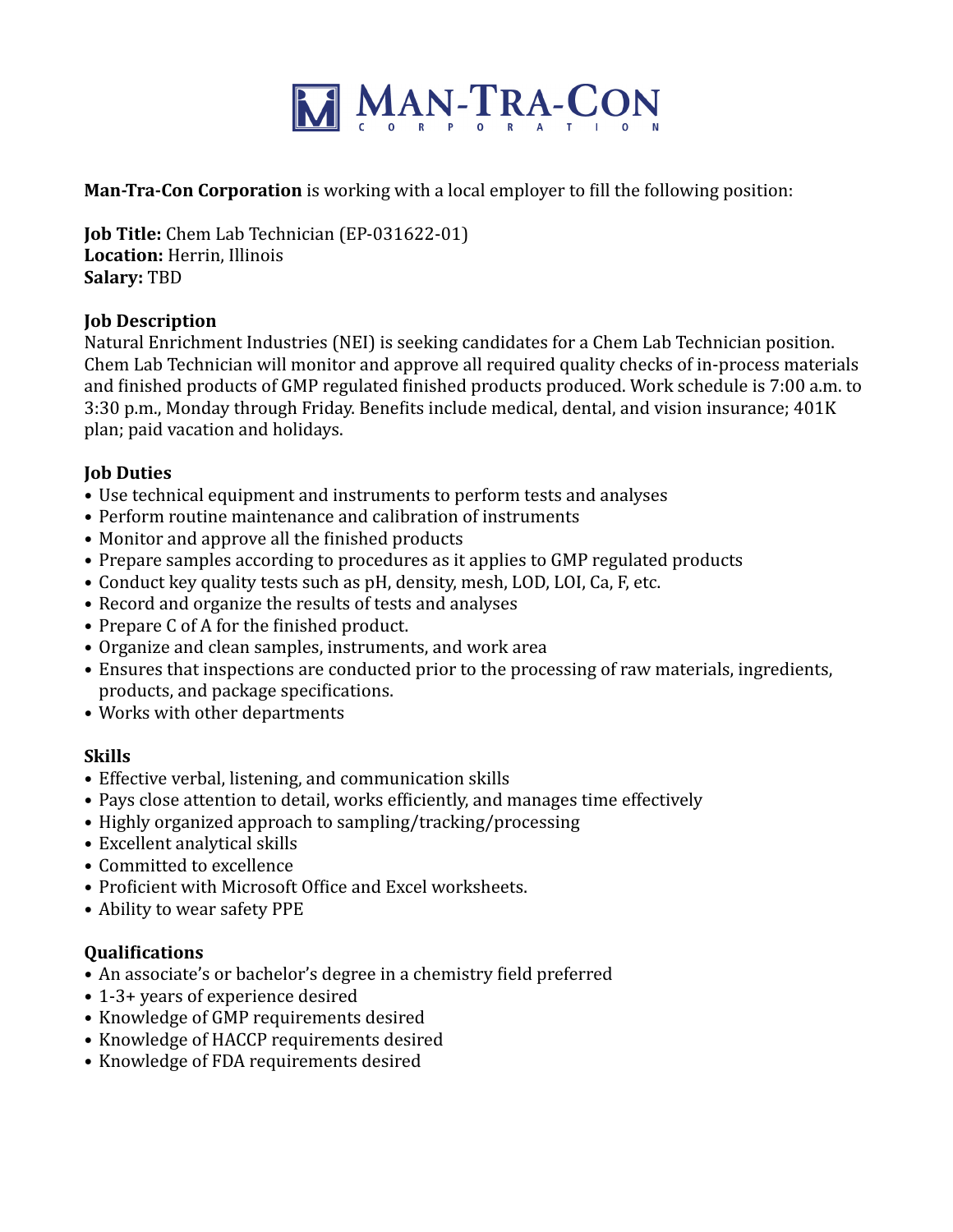# MAN-TRA-CON CORPORATION

**Man-Tra-Con Corporation** is working with a local employer to fill the following position:

**Job Title:** Chem Lab Technician (EP-031622-01)
**Location:** Herrin, Illinois
**Salary:** TBD

## Job Description

Natural Enrichment Industries (NEI) is seeking candidates for a Chem Lab Technician position. Chem Lab Technician will monitor and approve all required quality checks of in-process materials and finished products of GMP regulated finished products produced. Work schedule is 7:00 a.m. to 3:30 p.m., Monday through Friday. Benefits include medical, dental, and vision insurance; 401K plan; paid vacation and holidays.

## Job Duties

- Use technical equipment and instruments to perform tests and analyses
- Perform routine maintenance and calibration of instruments
- Monitor and approve all the finished products
- Prepare samples according to procedures as it applies to GMP regulated products
- Conduct key quality tests such as pH, density, mesh, LOD, LOI, Ca, F, etc.
- Record and organize the results of tests and analyses
- Prepare C of A for the finished product.
- Organize and clean samples, instruments, and work area
- Ensures that inspections are conducted prior to the processing of raw materials, ingredients, products, and package specifications.
- Works with other departments

## Skills

- Effective verbal, listening, and communication skills
- Pays close attention to detail, works efficiently, and manages time effectively
- Highly organized approach to sampling/tracking/processing
- Excellent analytical skills
- Committed to excellence
- Proficient with Microsoft Office and Excel worksheets.
- Ability to wear safety PPE

## Qualifications

- An associate's or bachelor's degree in a chemistry field preferred
- 1-3+ years of experience desired
- Knowledge of GMP requirements desired
- Knowledge of HACCP requirements desired
- Knowledge of FDA requirements desired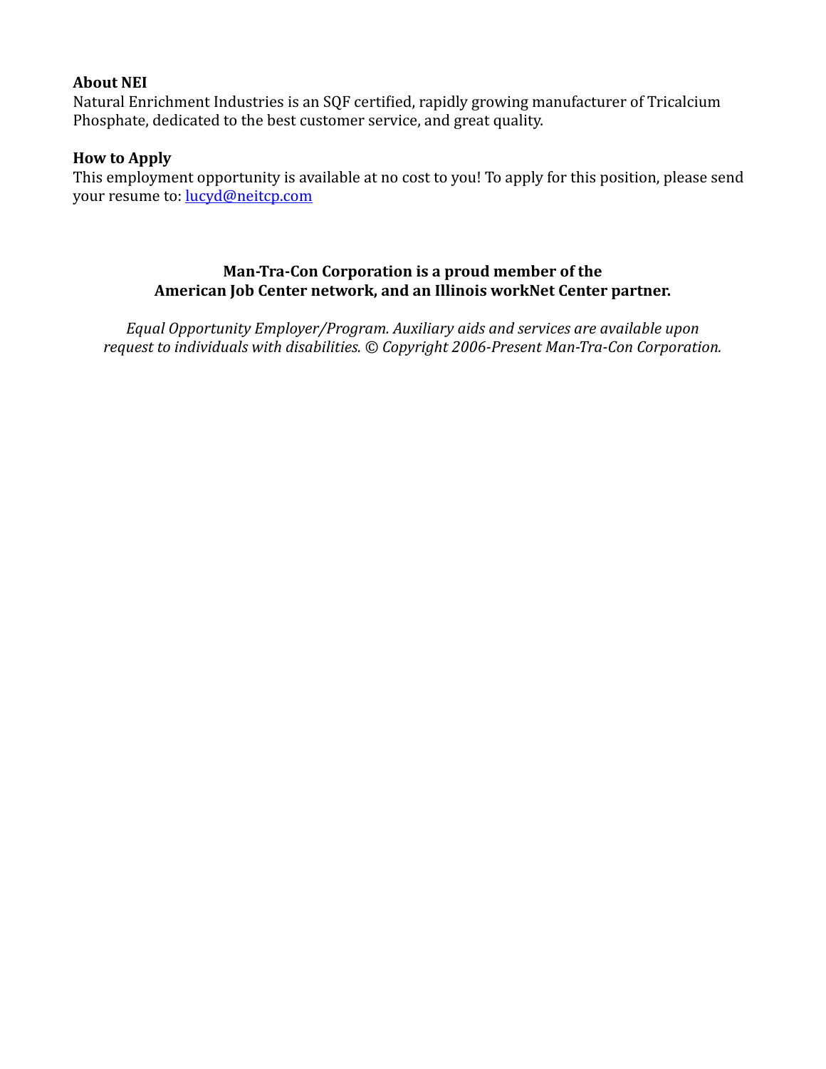**About NEI**

Natural Enrichment Industries is an SQF certified, rapidly growing manufacturer of Tricalcium Phosphate, dedicated to the best customer service, and great quality.

**How to Apply**

This employment opportunity is available at no cost to you! To apply for this position, please send your resume to: [lucyd@neitcp.com](mailto:lucyd@neitcp.com)

**Man-Tra-Con Corporation is a proud member of the American Job Center network, and an Illinois workNet Center partner.**

*Equal Opportunity Employer/Program. Auxiliary aids and services are available upon request to individuals with disabilities. © Copyright 2006-Present Man-Tra-Con Corporation.*